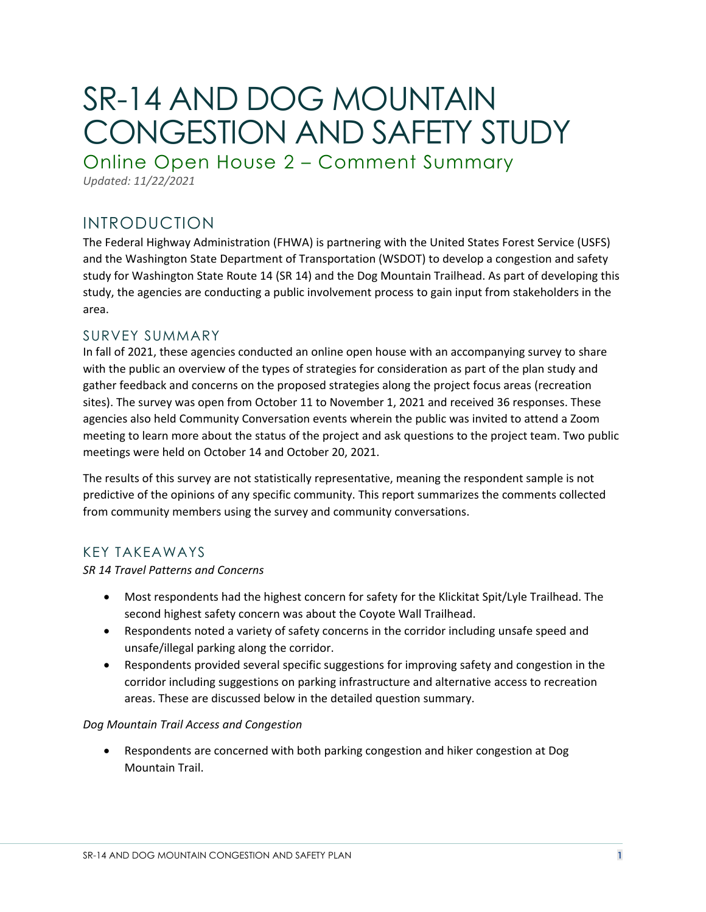# SR-14 AND DOG MOUNTAIN CONGESTION AND SAFETY STUDY

## Online Open House 2 – Comment Summary

*Updated: 11/22/2021*

## INTRODUCTION

The Federal Highway Administration (FHWA) is partnering with the United States Forest Service (USFS) and the Washington State Department of Transportation (WSDOT) to develop a congestion and safety study for Washington State Route 14 (SR 14) and the Dog Mountain Trailhead. As part of developing this study, the agencies are conducting a public involvement process to gain input from stakeholders in the area.

### SURVEY SUMMARY

In fall of 2021, these agencies conducted an online open house with an accompanying survey to share with the public an overview of the types of strategies for consideration as part of the plan study and gather feedback and concerns on the proposed strategies along the project focus areas (recreation sites). The survey was open from October 11 to November 1, 2021 and received 36 responses. These agencies also held Community Conversation events wherein the public was invited to attend a Zoom meeting to learn more about the status of the project and ask questions to the project team. Two public meetings were held on October 14 and October 20, 2021.

The results of this survey are not statistically representative, meaning the respondent sample is not predictive of the opinions of any specific community. This report summarizes the comments collected from community members using the survey and community conversations.

### KEY TAKEAWAYS

*SR 14 Travel Patterns and Concerns*

- Most respondents had the highest concern for safety for the Klickitat Spit/Lyle Trailhead. The second highest safety concern was about the Coyote Wall Trailhead.
- Respondents noted a variety of safety concerns in the corridor including unsafe speed and unsafe/illegal parking along the corridor.
- Respondents provided several specific suggestions for improving safety and congestion in the corridor including suggestions on parking infrastructure and alternative access to recreation areas. These are discussed below in the detailed question summary.

*Dog Mountain Trail Access and Congestion*

- Respondents are concerned with both parking congestion and hiker congestion at Dog Mountain Trail.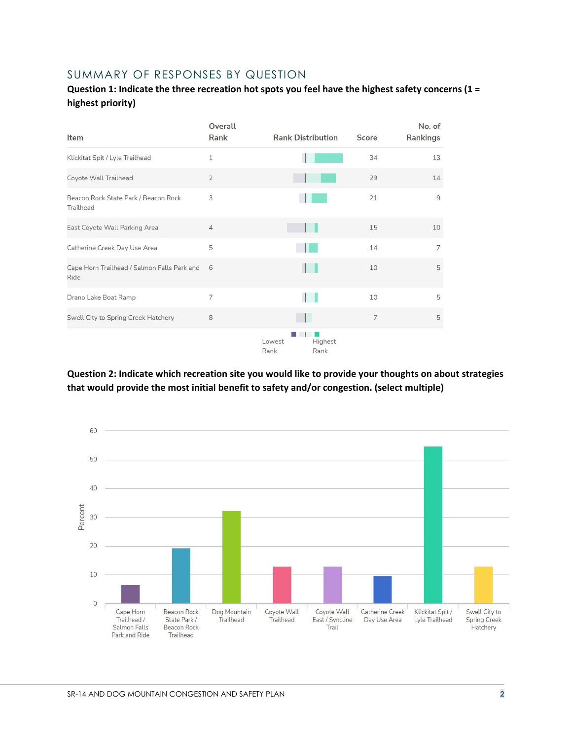## SUMMARY OF RESPONSES BY QUESTION

**Question 1: Indicate the three recreation hot spots you feel have the highest safety concerns (1 = highest priority)**

| Item | Overall Rank | Rank Distribution | Score | No. of Rankings |
|---|---|---|---|---|
| Klickitat Spit / Lyle Trailhead | 1 | | 34 | 13 |
| Coyote Wall Trailhead | 2 | | 29 | 14 |
| Beacon Rock State Park / Beacon Rock Trailhead | 3 | | 21 | 9 |
| East Coyote Wall Parking Area | 4 | | 15 | 10 |
| Catherine Creek Day Use Area | 5 | | 14 | 7 |
| Cape Horn Trailhead / Salmon Falls Park and Ride | 6 | | 10 | 5 |
| Drano Lake Boat Ramp | 7 | | 10 | 5 |
| Swell City to Spring Creek Hatchery | 8 | | 7 | 5 |

Lowest Rank — Highest Rank

**Question 2: Indicate which recreation site you would like to provide your thoughts on about strategies that would provide the most initial benefit to safety and/or congestion. (select multiple)**

| Site | Percent (approx.) |
|---|---|
| Cape Horn Trailhead / Salmon Falls Park and Ride | 6 |
| Beacon Rock State Park / Beacon Rock Trailhead | 19 |
| Dog Mountain Trailhead | 32 |
| Coyote Wall Trailhead | 13 |
| Coyote Wall East / Syncline Trail | 13 |
| Catherine Creek Day Use Area | 9 |
| Klickitat Spit / Lyle Trailhead | 55 |
| Swell City to Spring Creek Hatchery | 13 |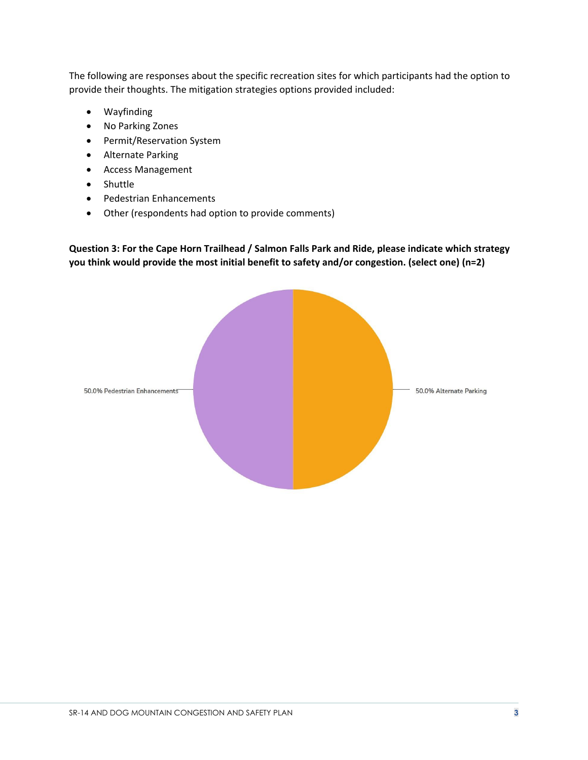The following are responses about the specific recreation sites for which participants had the option to provide their thoughts. The mitigation strategies options provided included:

- Wayfinding
- No Parking Zones
- Permit/Reservation System
- Alternate Parking
- Access Management
- Shuttle
- Pedestrian Enhancements
- Other (respondents had option to provide comments)

**Question 3: For the Cape Horn Trailhead / Salmon Falls Park and Ride, please indicate which strategy you think would provide the most initial benefit to safety and/or congestion. (select one) (n=2)**

50.0% Pedestrian Enhancements

50.0% Alternate Parking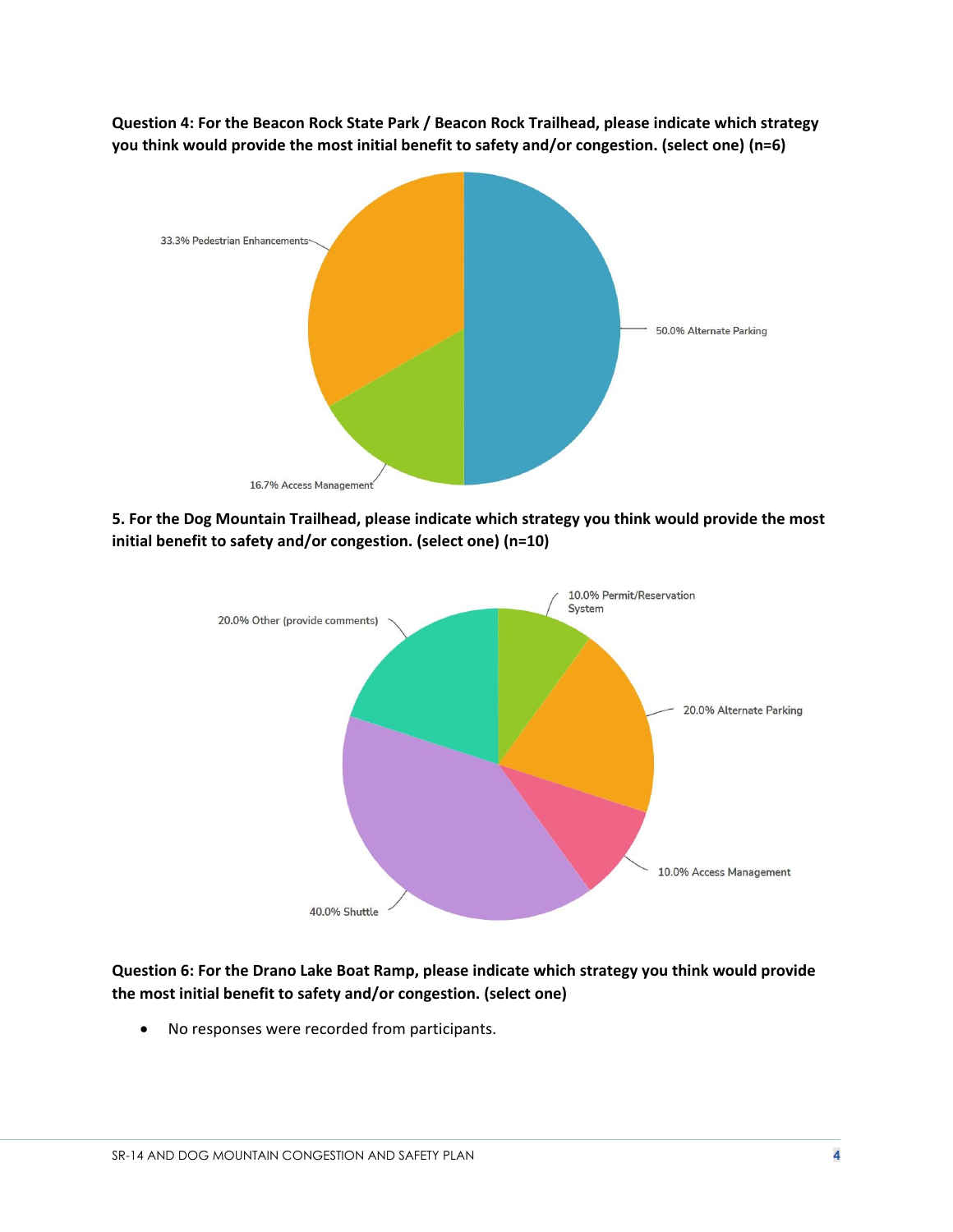**Question 4: For the Beacon Rock State Park / Beacon Rock Trailhead, please indicate which strategy you think would provide the most initial benefit to safety and/or congestion. (select one) (n=6)**

33.3% Pedestrian Enhancements

50.0% Alternate Parking

16.7% Access Management

**5. For the Dog Mountain Trailhead, please indicate which strategy you think would provide the most initial benefit to safety and/or congestion. (select one) (n=10)**

10.0% Permit/Reservation System

20.0% Other (provide comments)

20.0% Alternate Parking

10.0% Access Management

40.0% Shuttle

**Question 6: For the Drano Lake Boat Ramp, please indicate which strategy you think would provide the most initial benefit to safety and/or congestion. (select one)**

- No responses were recorded from participants.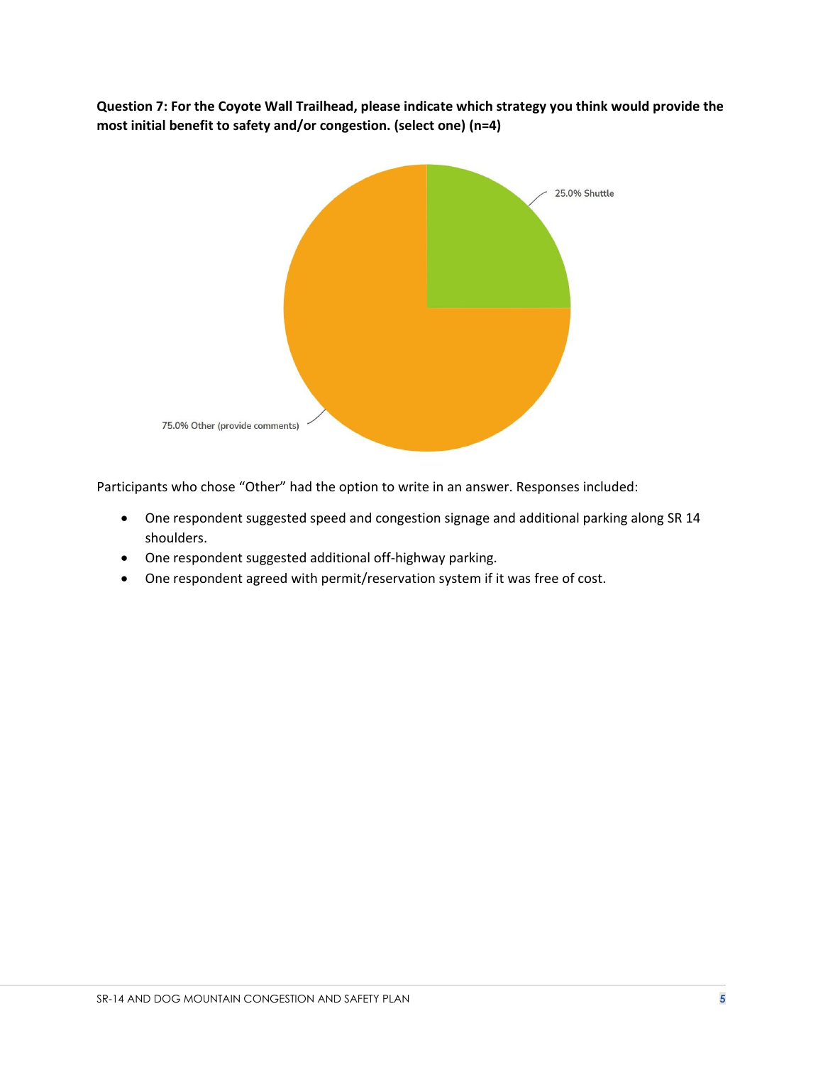**Question 7: For the Coyote Wall Trailhead, please indicate which strategy you think would provide the most initial benefit to safety and/or congestion. (select one) (n=4)**

25.0% Shuttle

75.0% Other (provide comments)

Participants who chose "Other" had the option to write in an answer. Responses included:

- One respondent suggested speed and congestion signage and additional parking along SR 14 shoulders.
- One respondent suggested additional off-highway parking.
- One respondent agreed with permit/reservation system if it was free of cost.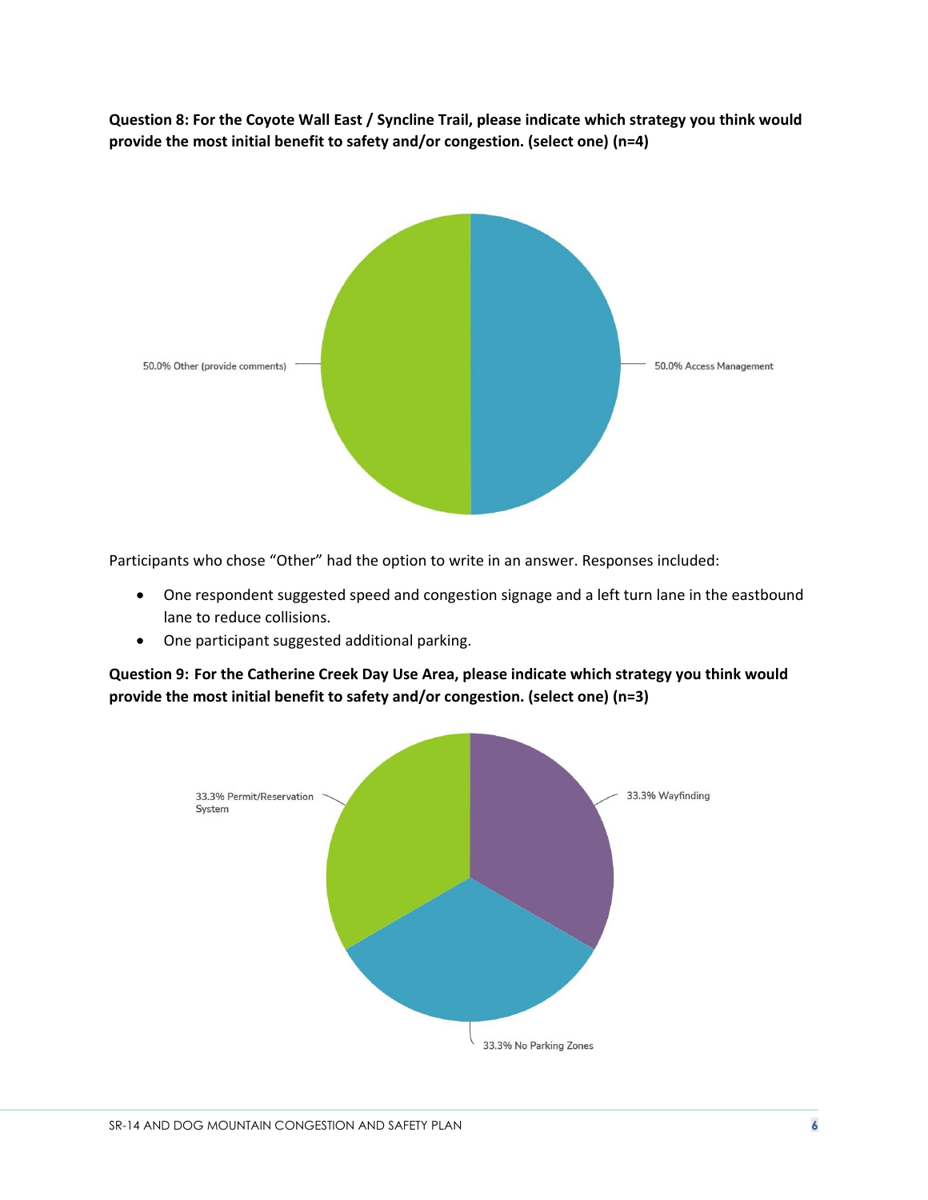**Question 8: For the Coyote Wall East / Syncline Trail, please indicate which strategy you think would provide the most initial benefit to safety and/or congestion. (select one) (n=4)**

50.0% Other (provide comments)

50.0% Access Management

Participants who chose "Other" had the option to write in an answer. Responses included:

- One respondent suggested speed and congestion signage and a left turn lane in the eastbound lane to reduce collisions.
- One participant suggested additional parking.

**Question 9: For the Catherine Creek Day Use Area, please indicate which strategy you think would provide the most initial benefit to safety and/or congestion. (select one) (n=3)**

33.3% Permit/Reservation System

33.3% Wayfinding

33.3% No Parking Zones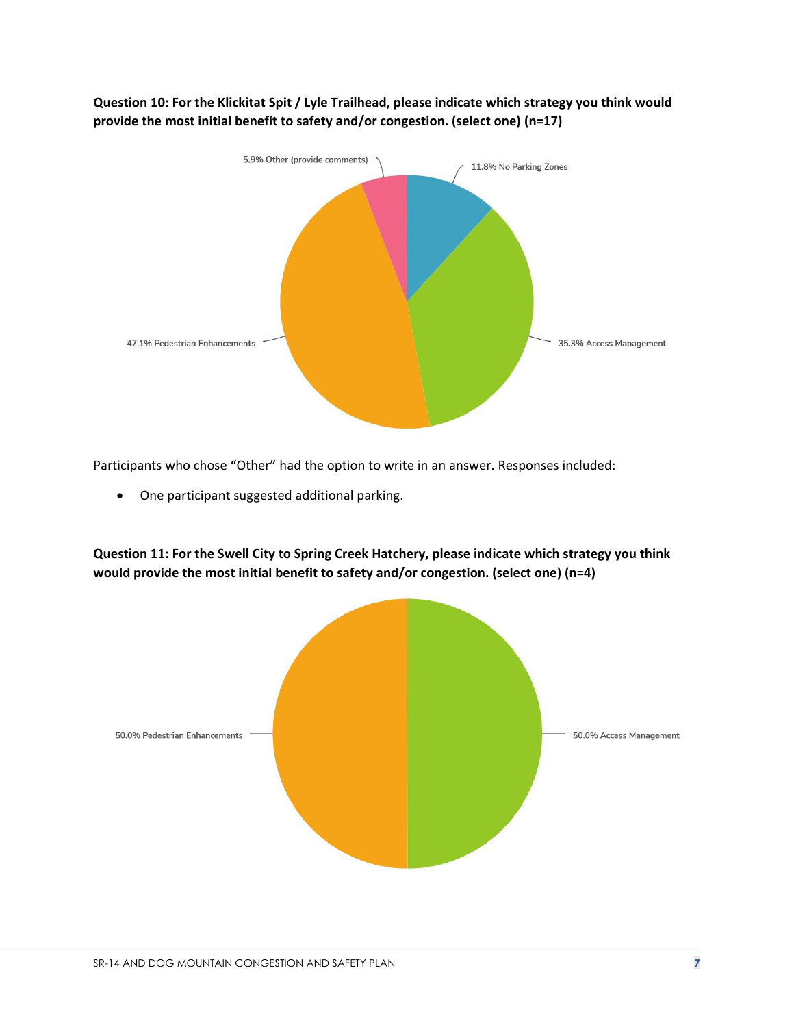**Question 10: For the Klickitat Spit / Lyle Trailhead, please indicate which strategy you think would provide the most initial benefit to safety and/or congestion. (select one) (n=17)**

5.9% Other (provide comments)

11.8% No Parking Zones

35.3% Access Management

47.1% Pedestrian Enhancements

Participants who chose "Other" had the option to write in an answer. Responses included:

- One participant suggested additional parking.

**Question 11: For the Swell City to Spring Creek Hatchery, please indicate which strategy you think would provide the most initial benefit to safety and/or congestion. (select one) (n=4)**

50.0% Pedestrian Enhancements

50.0% Access Management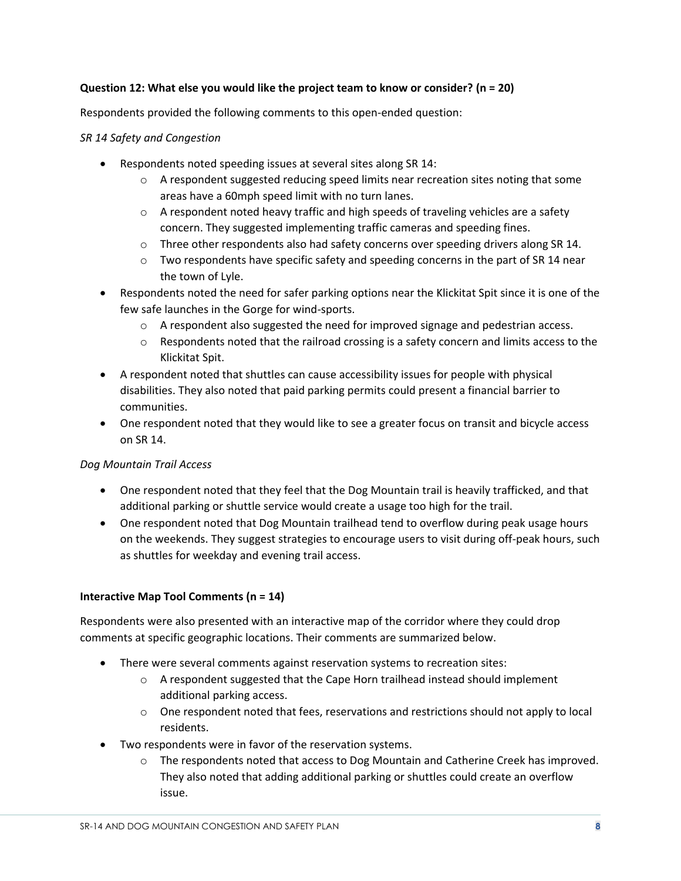**Question 12: What else you would like the project team to know or consider? (n = 20)**

Respondents provided the following comments to this open-ended question:

*SR 14 Safety and Congestion*

- Respondents noted speeding issues at several sites along SR 14:
  - A respondent suggested reducing speed limits near recreation sites noting that some areas have a 60mph speed limit with no turn lanes.
  - A respondent noted heavy traffic and high speeds of traveling vehicles are a safety concern. They suggested implementing traffic cameras and speeding fines.
  - Three other respondents also had safety concerns over speeding drivers along SR 14.
  - Two respondents have specific safety and speeding concerns in the part of SR 14 near the town of Lyle.
- Respondents noted the need for safer parking options near the Klickitat Spit since it is one of the few safe launches in the Gorge for wind-sports.
  - A respondent also suggested the need for improved signage and pedestrian access.
  - Respondents noted that the railroad crossing is a safety concern and limits access to the Klickitat Spit.
- A respondent noted that shuttles can cause accessibility issues for people with physical disabilities. They also noted that paid parking permits could present a financial barrier to communities.
- One respondent noted that they would like to see a greater focus on transit and bicycle access on SR 14.

*Dog Mountain Trail Access*

- One respondent noted that they feel that the Dog Mountain trail is heavily trafficked, and that additional parking or shuttle service would create a usage too high for the trail.
- One respondent noted that Dog Mountain trailhead tend to overflow during peak usage hours on the weekends. They suggest strategies to encourage users to visit during off-peak hours, such as shuttles for weekday and evening trail access.

**Interactive Map Tool Comments (n = 14)**

Respondents were also presented with an interactive map of the corridor where they could drop comments at specific geographic locations. Their comments are summarized below.

- There were several comments against reservation systems to recreation sites:
  - A respondent suggested that the Cape Horn trailhead instead should implement additional parking access.
  - One respondent noted that fees, reservations and restrictions should not apply to local residents.
- Two respondents were in favor of the reservation systems.
  - The respondents noted that access to Dog Mountain and Catherine Creek has improved. They also noted that adding additional parking or shuttles could create an overflow issue.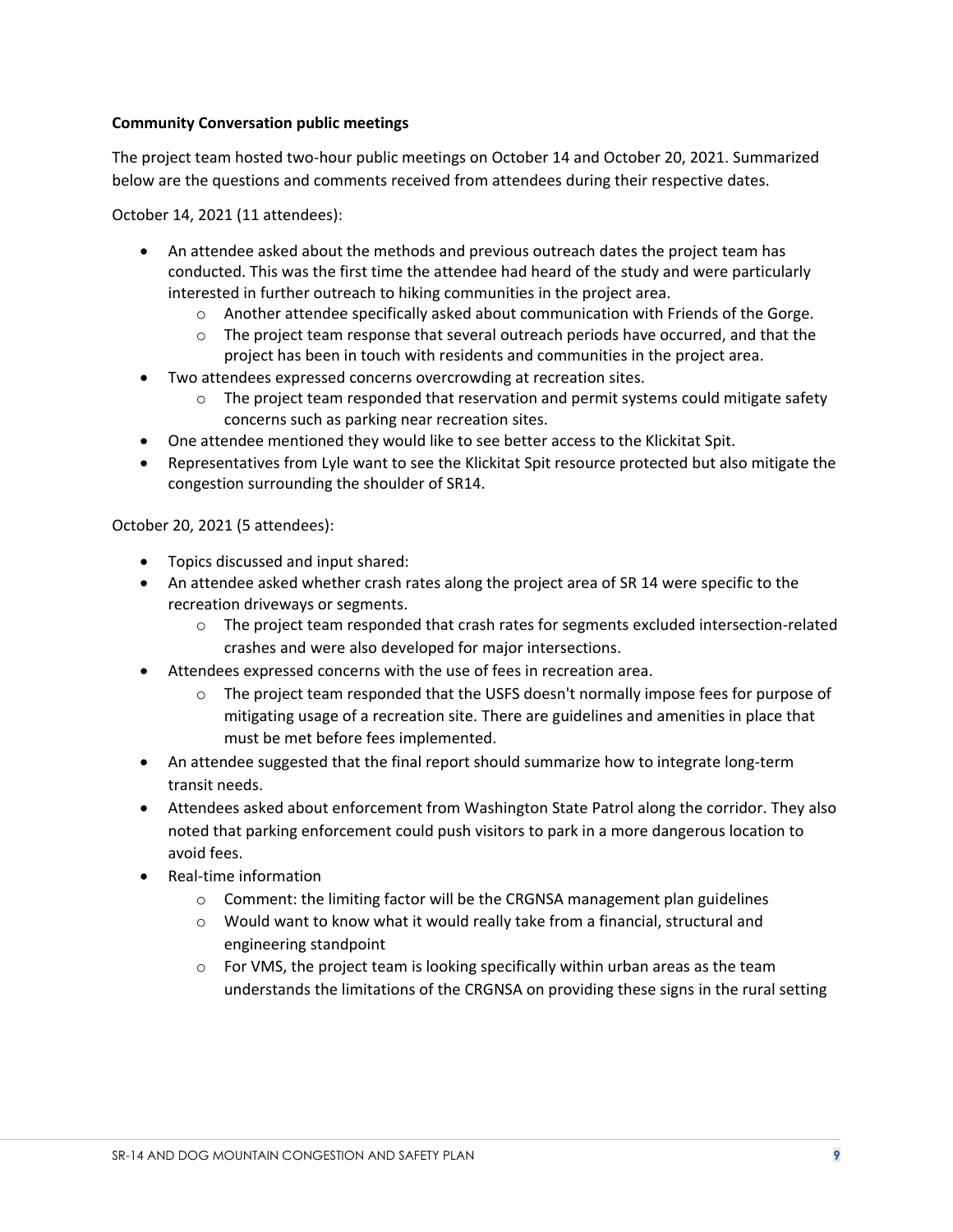**Community Conversation public meetings**

The project team hosted two-hour public meetings on October 14 and October 20, 2021. Summarized below are the questions and comments received from attendees during their respective dates.

October 14, 2021 (11 attendees):

- An attendee asked about the methods and previous outreach dates the project team has conducted. This was the first time the attendee had heard of the study and were particularly interested in further outreach to hiking communities in the project area.
  - Another attendee specifically asked about communication with Friends of the Gorge.
  - The project team response that several outreach periods have occurred, and that the project has been in touch with residents and communities in the project area.
- Two attendees expressed concerns overcrowding at recreation sites.
  - The project team responded that reservation and permit systems could mitigate safety concerns such as parking near recreation sites.
- One attendee mentioned they would like to see better access to the Klickitat Spit.
- Representatives from Lyle want to see the Klickitat Spit resource protected but also mitigate the congestion surrounding the shoulder of SR14.

October 20, 2021 (5 attendees):

- Topics discussed and input shared:
- An attendee asked whether crash rates along the project area of SR 14 were specific to the recreation driveways or segments.
  - The project team responded that crash rates for segments excluded intersection-related crashes and were also developed for major intersections.
- Attendees expressed concerns with the use of fees in recreation area.
  - The project team responded that the USFS doesn't normally impose fees for purpose of mitigating usage of a recreation site. There are guidelines and amenities in place that must be met before fees implemented.
- An attendee suggested that the final report should summarize how to integrate long-term transit needs.
- Attendees asked about enforcement from Washington State Patrol along the corridor. They also noted that parking enforcement could push visitors to park in a more dangerous location to avoid fees.
- Real-time information
  - Comment: the limiting factor will be the CRGNSA management plan guidelines
  - Would want to know what it would really take from a financial, structural and engineering standpoint
  - For VMS, the project team is looking specifically within urban areas as the team understands the limitations of the CRGNSA on providing these signs in the rural setting